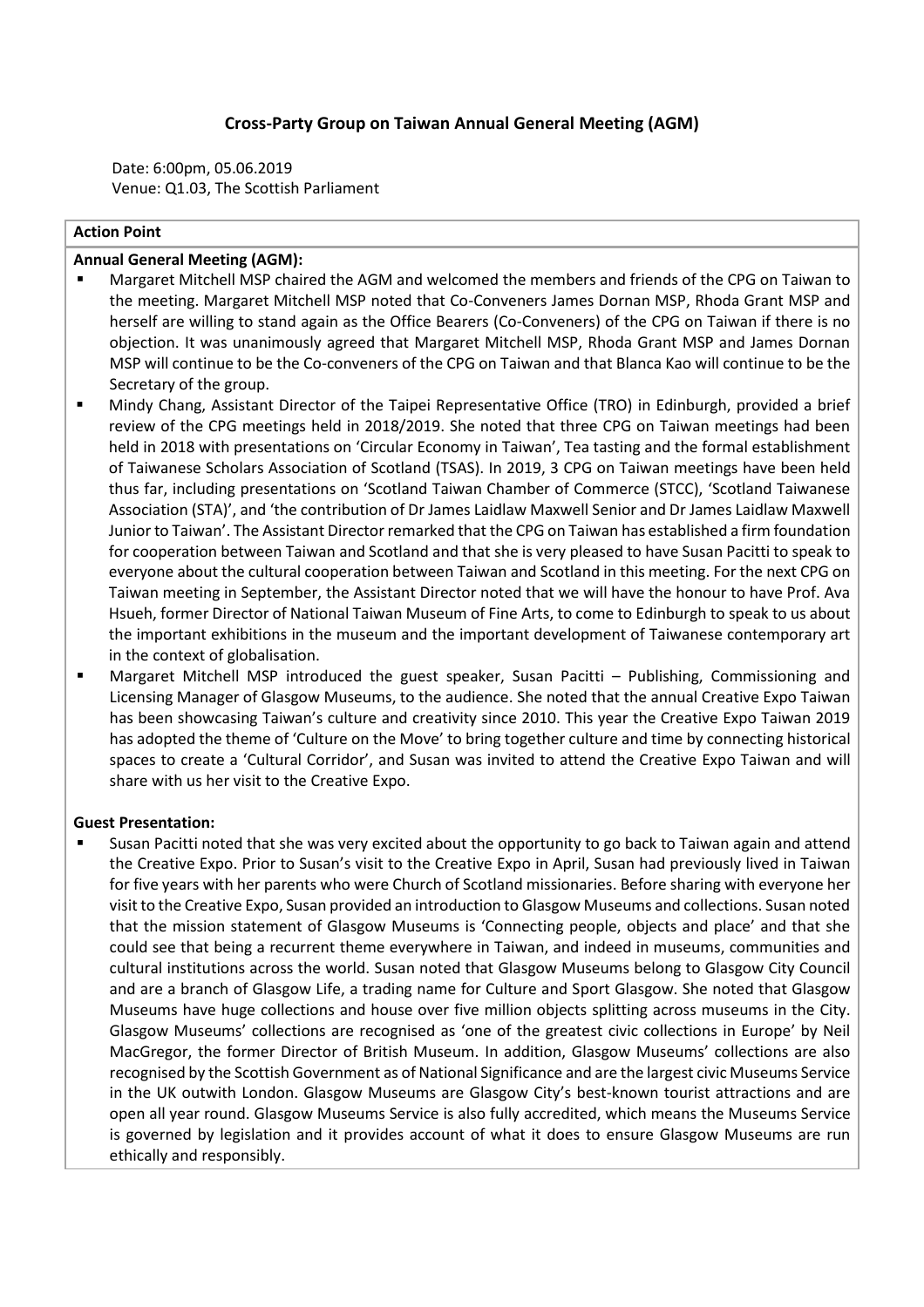# Cross-Party Group on Taiwan Annual General Meeting (AGM)

Date: 6:00pm, 05.06.2019
Venue: Q1.03, The Scottish Parliament

**Action Point**

**Annual General Meeting (AGM):**

- Margaret Mitchell MSP chaired the AGM and welcomed the members and friends of the CPG on Taiwan to the meeting. Margaret Mitchell MSP noted that Co-Conveners James Dornan MSP, Rhoda Grant MSP and herself are willing to stand again as the Office Bearers (Co-Conveners) of the CPG on Taiwan if there is no objection. It was unanimously agreed that Margaret Mitchell MSP, Rhoda Grant MSP and James Dornan MSP will continue to be the Co-conveners of the CPG on Taiwan and that Blanca Kao will continue to be the Secretary of the group.
- Mindy Chang, Assistant Director of the Taipei Representative Office (TRO) in Edinburgh, provided a brief review of the CPG meetings held in 2018/2019. She noted that three CPG on Taiwan meetings had been held in 2018 with presentations on 'Circular Economy in Taiwan', Tea tasting and the formal establishment of Taiwanese Scholars Association of Scotland (TSAS). In 2019, 3 CPG on Taiwan meetings have been held thus far, including presentations on 'Scotland Taiwan Chamber of Commerce (STCC), 'Scotland Taiwanese Association (STA)', and 'the contribution of Dr James Laidlaw Maxwell Senior and Dr James Laidlaw Maxwell Junior to Taiwan'. The Assistant Director remarked that the CPG on Taiwan has established a firm foundation for cooperation between Taiwan and Scotland and that she is very pleased to have Susan Pacitti to speak to everyone about the cultural cooperation between Taiwan and Scotland in this meeting. For the next CPG on Taiwan meeting in September, the Assistant Director noted that we will have the honour to have Prof. Ava Hsueh, former Director of National Taiwan Museum of Fine Arts, to come to Edinburgh to speak to us about the important exhibitions in the museum and the important development of Taiwanese contemporary art in the context of globalisation.
- Margaret Mitchell MSP introduced the guest speaker, Susan Pacitti – Publishing, Commissioning and Licensing Manager of Glasgow Museums, to the audience. She noted that the annual Creative Expo Taiwan has been showcasing Taiwan's culture and creativity since 2010. This year the Creative Expo Taiwan 2019 has adopted the theme of 'Culture on the Move' to bring together culture and time by connecting historical spaces to create a 'Cultural Corridor', and Susan was invited to attend the Creative Expo Taiwan and will share with us her visit to the Creative Expo.

**Guest Presentation:**

- Susan Pacitti noted that she was very excited about the opportunity to go back to Taiwan again and attend the Creative Expo. Prior to Susan's visit to the Creative Expo in April, Susan had previously lived in Taiwan for five years with her parents who were Church of Scotland missionaries. Before sharing with everyone her visit to the Creative Expo, Susan provided an introduction to Glasgow Museums and collections. Susan noted that the mission statement of Glasgow Museums is 'Connecting people, objects and place' and that she could see that being a recurrent theme everywhere in Taiwan, and indeed in museums, communities and cultural institutions across the world. Susan noted that Glasgow Museums belong to Glasgow City Council and are a branch of Glasgow Life, a trading name for Culture and Sport Glasgow. She noted that Glasgow Museums have huge collections and house over five million objects splitting across museums in the City. Glasgow Museums' collections are recognised as 'one of the greatest civic collections in Europe' by Neil MacGregor, the former Director of British Museum. In addition, Glasgow Museums' collections are also recognised by the Scottish Government as of National Significance and are the largest civic Museums Service in the UK outwith London. Glasgow Museums are Glasgow City's best-known tourist attractions and are open all year round. Glasgow Museums Service is also fully accredited, which means the Museums Service is governed by legislation and it provides account of what it does to ensure Glasgow Museums are run ethically and responsibly.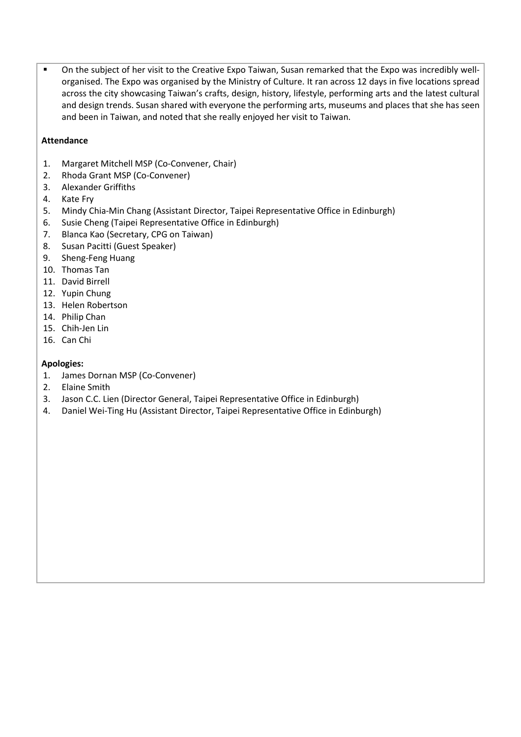- On the subject of her visit to the Creative Expo Taiwan, Susan remarked that the Expo was incredibly well-organised. The Expo was organised by the Ministry of Culture. It ran across 12 days in five locations spread across the city showcasing Taiwan's crafts, design, history, lifestyle, performing arts and the latest cultural and design trends. Susan shared with everyone the performing arts, museums and places that she has seen and been in Taiwan, and noted that she really enjoyed her visit to Taiwan.

**Attendance**

1. Margaret Mitchell MSP (Co-Convener, Chair)
2. Rhoda Grant MSP (Co-Convener)
3. Alexander Griffiths
4. Kate Fry
5. Mindy Chia-Min Chang (Assistant Director, Taipei Representative Office in Edinburgh)
6. Susie Cheng (Taipei Representative Office in Edinburgh)
7. Blanca Kao (Secretary, CPG on Taiwan)
8. Susan Pacitti (Guest Speaker)
9. Sheng-Feng Huang
10. Thomas Tan
11. David Birrell
12. Yupin Chung
13. Helen Robertson
14. Philip Chan
15. Chih-Jen Lin
16. Can Chi

**Apologies:**

1. James Dornan MSP (Co-Convener)
2. Elaine Smith
3. Jason C.C. Lien (Director General, Taipei Representative Office in Edinburgh)
4. Daniel Wei-Ting Hu (Assistant Director, Taipei Representative Office in Edinburgh)